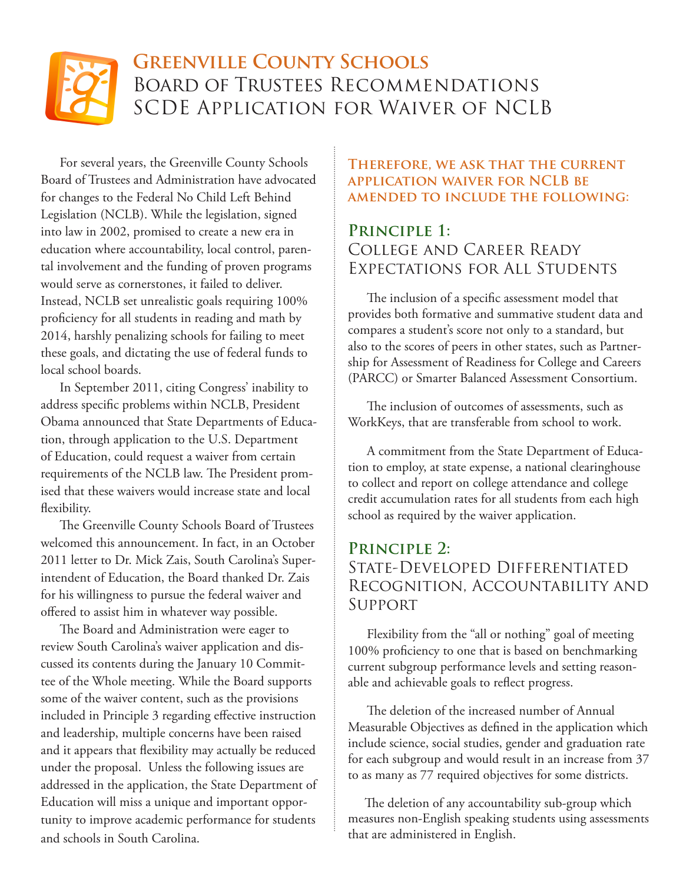# Greenville County Schools

## Board of Trustees Recommendations
## SCDE Application for Waiver of NCLB

For several years, the Greenville County Schools Board of Trustees and Administration have advocated for changes to the Federal No Child Left Behind Legislation (NCLB). While the legislation, signed into law in 2002, promised to create a new era in education where accountability, local control, parental involvement and the funding of proven programs would serve as cornerstones, it failed to deliver. Instead, NCLB set unrealistic goals requiring 100% proficiency for all students in reading and math by 2014, harshly penalizing schools for failing to meet these goals, and dictating the use of federal funds to local school boards.

In September 2011, citing Congress' inability to address specific problems within NCLB, President Obama announced that State Departments of Education, through application to the U.S. Department of Education, could request a waiver from certain requirements of the NCLB law. The President promised that these waivers would increase state and local flexibility.

The Greenville County Schools Board of Trustees welcomed this announcement. In fact, in an October 2011 letter to Dr. Mick Zais, South Carolina's Superintendent of Education, the Board thanked Dr. Zais for his willingness to pursue the federal waiver and offered to assist him in whatever way possible.

The Board and Administration were eager to review South Carolina's waiver application and discussed its contents during the January 10 Committee of the Whole meeting. While the Board supports some of the waiver content, such as the provisions included in Principle 3 regarding effective instruction and leadership, multiple concerns have been raised and it appears that flexibility may actually be reduced under the proposal. Unless the following issues are addressed in the application, the State Department of Education will miss a unique and important opportunity to improve academic performance for students and schools in South Carolina.

**Therefore, we ask that the current application waiver for NCLB be amended to include the following:**

### Principle 1: College and Career Ready Expectations for All Students

The inclusion of a specific assessment model that provides both formative and summative student data and compares a student's score not only to a standard, but also to the scores of peers in other states, such as Partnership for Assessment of Readiness for College and Careers (PARCC) or Smarter Balanced Assessment Consortium.

The inclusion of outcomes of assessments, such as WorkKeys, that are transferable from school to work.

A commitment from the State Department of Education to employ, at state expense, a national clearinghouse to collect and report on college attendance and college credit accumulation rates for all students from each high school as required by the waiver application.

### Principle 2: State-Developed Differentiated Recognition, Accountability and Support

Flexibility from the "all or nothing" goal of meeting 100% proficiency to one that is based on benchmarking current subgroup performance levels and setting reasonable and achievable goals to reflect progress.

The deletion of the increased number of Annual Measurable Objectives as defined in the application which include science, social studies, gender and graduation rate for each subgroup and would result in an increase from 37 to as many as 77 required objectives for some districts.

The deletion of any accountability sub-group which measures non-English speaking students using assessments that are administered in English.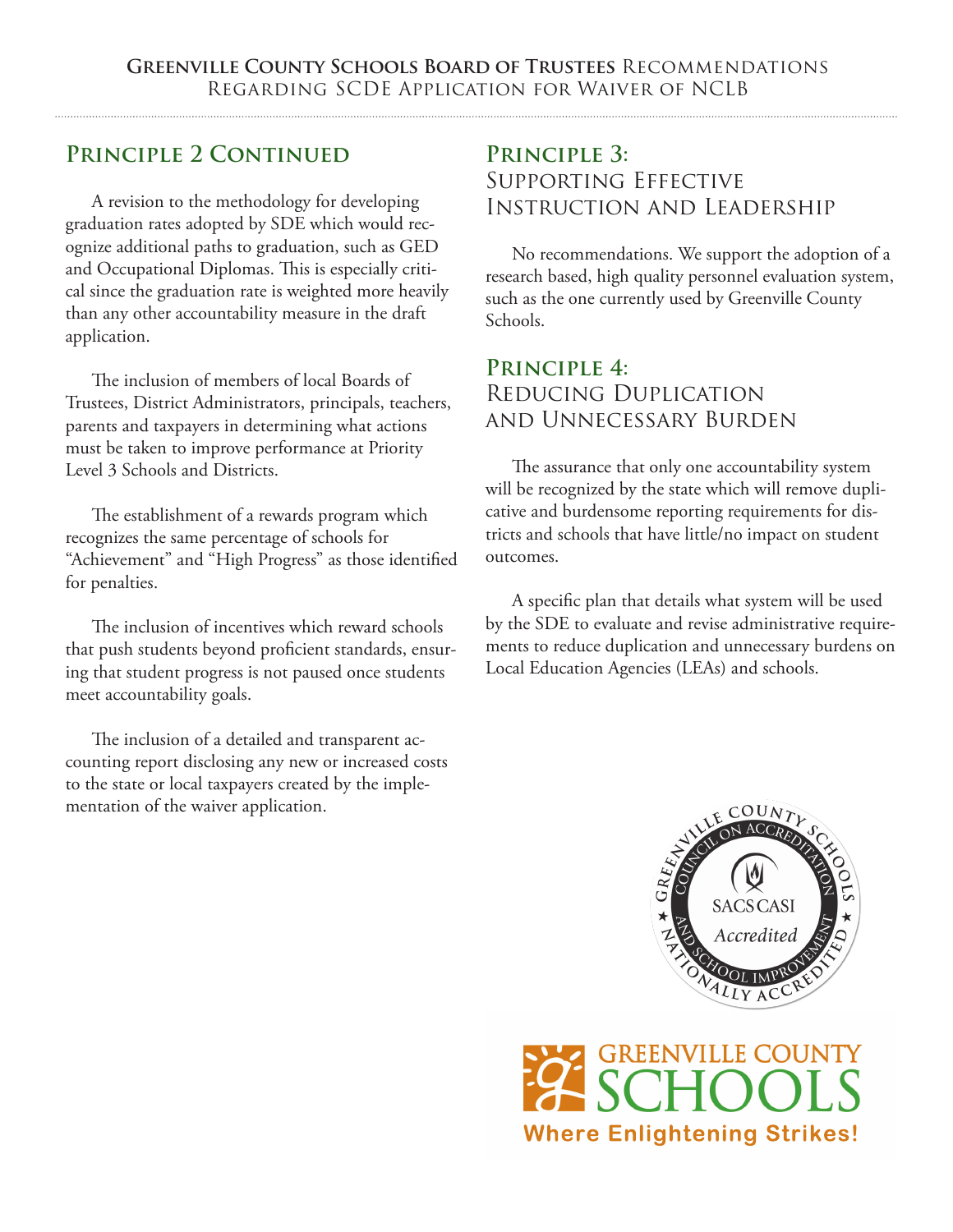## Principle 2 Continued

A revision to the methodology for developing graduation rates adopted by SDE which would recognize additional paths to graduation, such as GED and Occupational Diplomas. This is especially critical since the graduation rate is weighted more heavily than any other accountability measure in the draft application.

The inclusion of members of local Boards of Trustees, District Administrators, principals, teachers, parents and taxpayers in determining what actions must be taken to improve performance at Priority Level 3 Schools and Districts.

The establishment of a rewards program which recognizes the same percentage of schools for "Achievement" and "High Progress" as those identified for penalties.

The inclusion of incentives which reward schools that push students beyond proficient standards, ensuring that student progress is not paused once students meet accountability goals.

The inclusion of a detailed and transparent accounting report disclosing any new or increased costs to the state or local taxpayers created by the implementation of the waiver application.

## Principle 3: Supporting Effective Instruction and Leadership

No recommendations. We support the adoption of a research based, high quality personnel evaluation system, such as the one currently used by Greenville County Schools.

## Principle 4: Reducing Duplication and Unnecessary Burden

The assurance that only one accountability system will be recognized by the state which will remove duplicative and burdensome reporting requirements for districts and schools that have little/no impact on student outcomes.

A specific plan that details what system will be used by the SDE to evaluate and revise administrative requirements to reduce duplication and unnecessary burdens on Local Education Agencies (LEAs) and schools.

Greenville County Schools
Council on Accreditation and School Improvement
SACS CASI Accredited
Nationally Accredited

GREENVILLE COUNTY SCHOOLS
Where Enlightening Strikes!